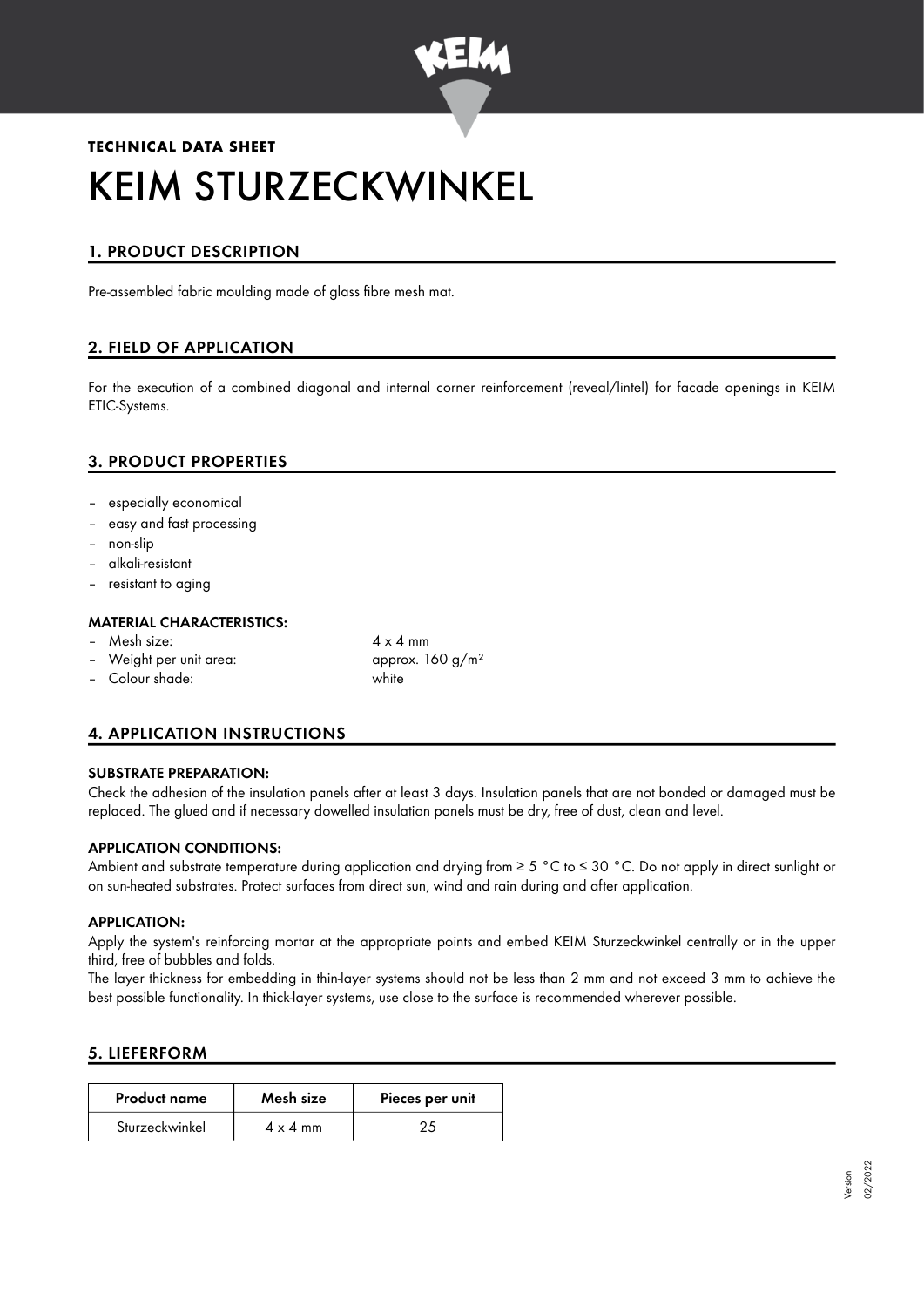**TECHNICAL DATA SHEET**

# KEIM STURZECKWINKEL

## 1. PRODUCT DESCRIPTION

Pre-assembled fabric moulding made of glass fibre mesh mat.

## 2. FIELD OF APPLICATION

For the execution of a combined diagonal and internal corner reinforcement (reveal/lintel) for facade openings in KEIM ETIC-Systems.

## 3. PRODUCT PROPERTIES

- especially economical
- easy and fast processing
- non-slip
- alkali-resistant
- resistant to aging

### MATERIAL CHARACTERISTICS:

- Mesh size: 4 x 4 mm
- Weight per unit area: approx. 160 g/m²
- Colour shade: white

## 4. APPLICATION INSTRUCTIONS

### SUBSTRATE PREPARATION:

Check the adhesion of the insulation panels after at least 3 days. Insulation panels that are not bonded or damaged must be replaced. The glued and if necessary dowelled insulation panels must be dry, free of dust, clean and level.

### APPLICATION CONDITIONS:

Ambient and substrate temperature during application and drying from ≥ 5 °C to ≤ 30 °C. Do not apply in direct sunlight or on sun-heated substrates. Protect surfaces from direct sun, wind and rain during and after application.

### APPLICATION:

Apply the system's reinforcing mortar at the appropriate points and embed KEIM Sturzeckwinkel centrally or in the upper third, free of bubbles and folds.

The layer thickness for embedding in thin-layer systems should not be less than 2 mm and not exceed 3 mm to achieve the best possible functionality. In thick-layer systems, use close to the surface is recommended wherever possible.

## 5. LIEFERFORM

| Product name | Mesh size | Pieces per unit |
|---|---|---|
| Sturzeckwinkel | 4 x 4 mm | 25 |

Version 02/2022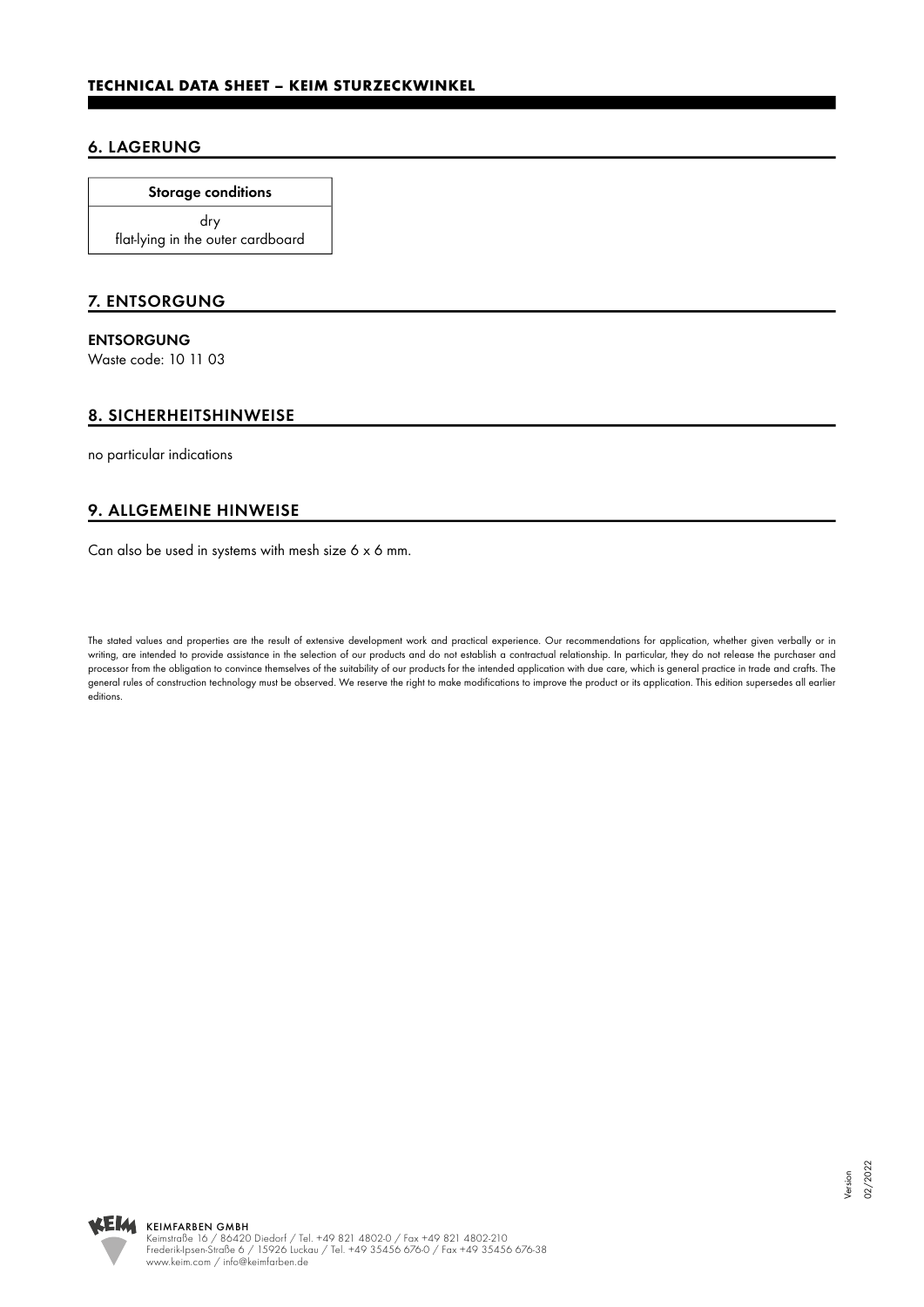## 6. LAGERUNG

| Storage conditions |
| --- |
| dry<br>flat-lying in the outer cardboard |

## 7. ENTSORGUNG

**ENTSORGUNG**

Waste code: 10 11 03

## 8. SICHERHEITSHINWEISE

no particular indications

## 9. ALLGEMEINE HINWEISE

Can also be used in systems with mesh size 6 x 6 mm.

The stated values and properties are the result of extensive development work and practical experience. Our recommendations for application, whether given verbally or in writing, are intended to provide assistance in the selection of our products and do not establish a contractual relationship. In particular, they do not release the purchaser and processor from the obligation to convince themselves of the suitability of our products for the intended application with due care, which is general practice in trade and crafts. The general rules of construction technology must be observed. We reserve the right to make modifications to improve the product or its application. This edition supersedes all earlier editions.

KEIMFARBEN GMBH
Keimstraße 16 / 86420 Diedorf / Tel. +49 821 4802-0 / Fax +49 821 4802-210
Frederik-Ipsen-Straße 6 / 15926 Luckau / Tel. +49 35456 676-0 / Fax +49 35456 676-38
www.keim.com / info@keimfarben.de

Version 02/2022